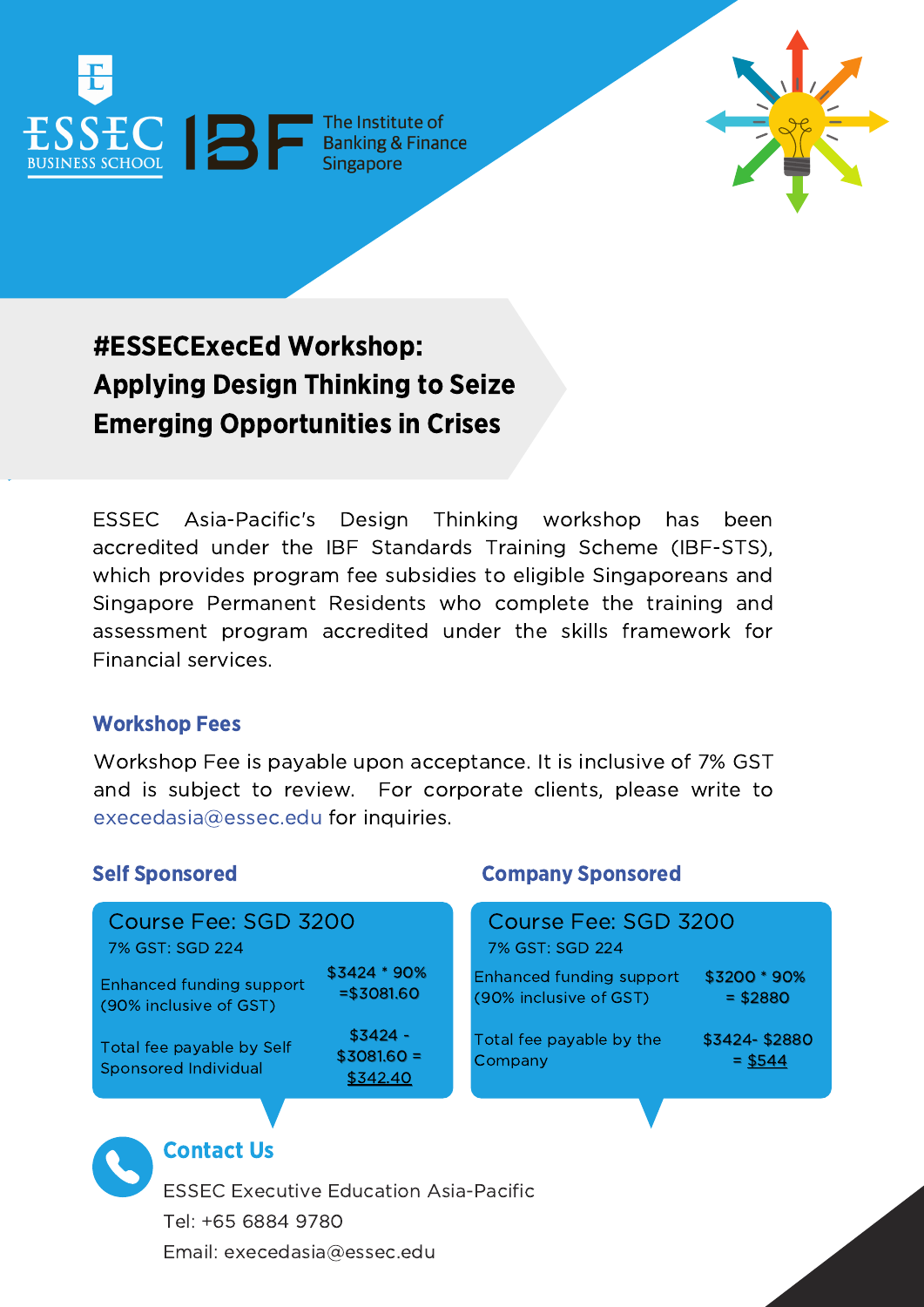# #ESSECExecEd Workshop: Applying Design Thinking to Seize Emerging Opportunities in Crises

ESSEC Asia-Pacific's Design Thinking workshop has been accredited under the IBF Standards Training Scheme (IBF-STS), which provides program fee subsidies to eligible Singaporeans and Singapore Permanent Residents who complete the training and assessment program accredited under the skills framework for Financial services.

## Workshop Fees

Workshop Fee is payable upon acceptance. It is inclusive of 7% GST and is subject to review. For corporate clients, please write to execedasia@essec.edu for inquiries.

### Self Sponsored

**Course Fee: SGD 3200**

7% GST: SGD 224

| | |
|---|---|
| Enhanced funding support (90% inclusive of GST) | $3424 * 90% =$3081.60 |
| Total fee payable by Self Sponsored Individual | $3424 - $3081.60 = $342.40 |

### Company Sponsored

**Course Fee: SGD 3200**

7% GST: SGD 224

| | |
|---|---|
| Enhanced funding support (90% inclusive of GST) | $3200 * 90% = $2880 |
| Total fee payable by the Company | $3424- $2880 = $544 |

## Contact Us

ESSEC Executive Education Asia-Pacific

Tel: +65 6884 9780

Email: execedasia@essec.edu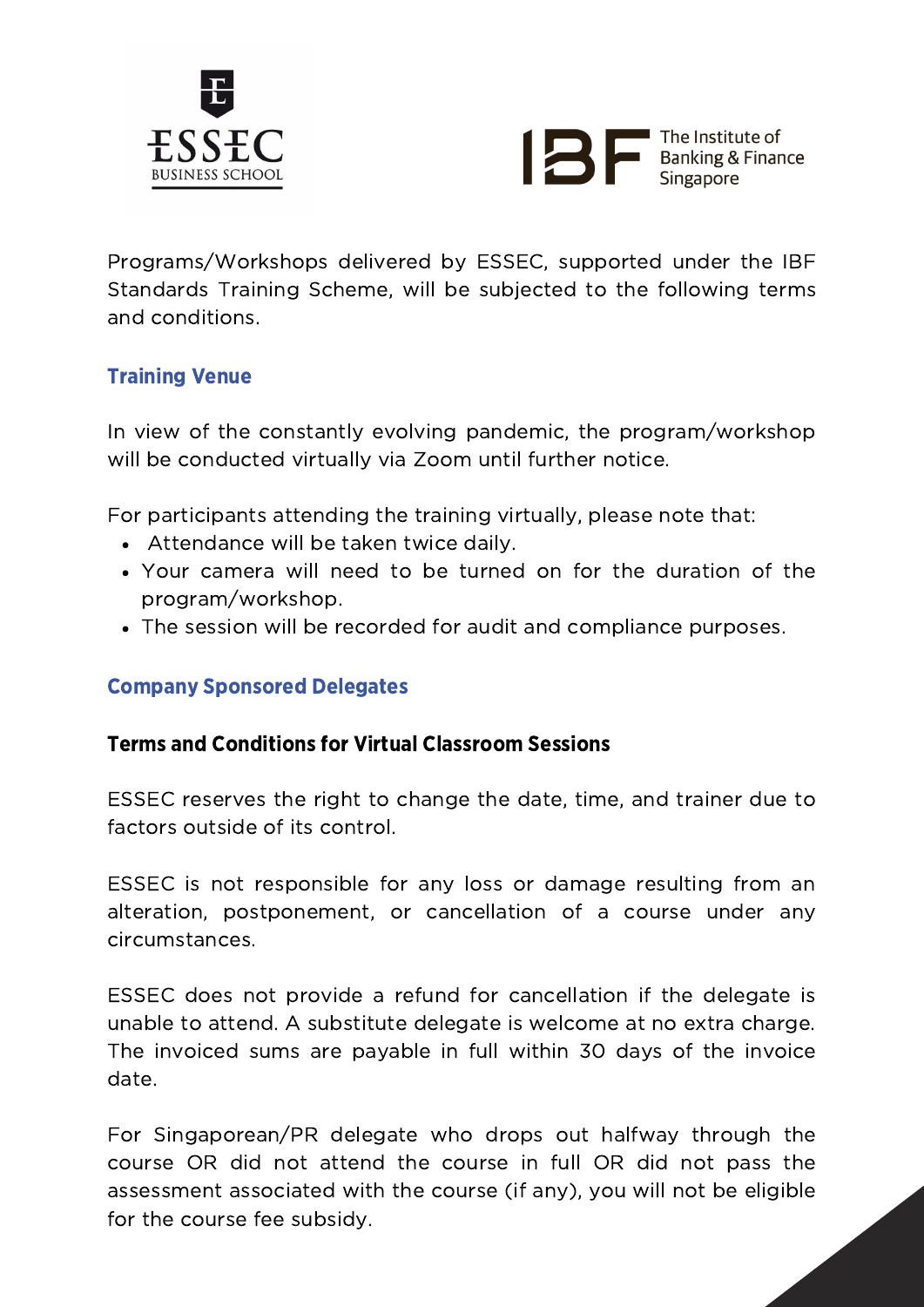Programs/Workshops delivered by ESSEC, supported under the IBF Standards Training Scheme, will be subjected to the following terms and conditions.

## Training Venue

In view of the constantly evolving pandemic, the program/workshop will be conducted virtually via Zoom until further notice.

For participants attending the training virtually, please note that:

- Attendance will be taken twice daily.
- Your camera will need to be turned on for the duration of the program/workshop.
- The session will be recorded for audit and compliance purposes.

## Company Sponsored Delegates

### Terms and Conditions for Virtual Classroom Sessions

ESSEC reserves the right to change the date, time, and trainer due to factors outside of its control.

ESSEC is not responsible for any loss or damage resulting from an alteration, postponement, or cancellation of a course under any circumstances.

ESSEC does not provide a refund for cancellation if the delegate is unable to attend. A substitute delegate is welcome at no extra charge. The invoiced sums are payable in full within 30 days of the invoice date.

For Singaporean/PR delegate who drops out halfway through the course OR did not attend the course in full OR did not pass the assessment associated with the course (if any), you will not be eligible for the course fee subsidy.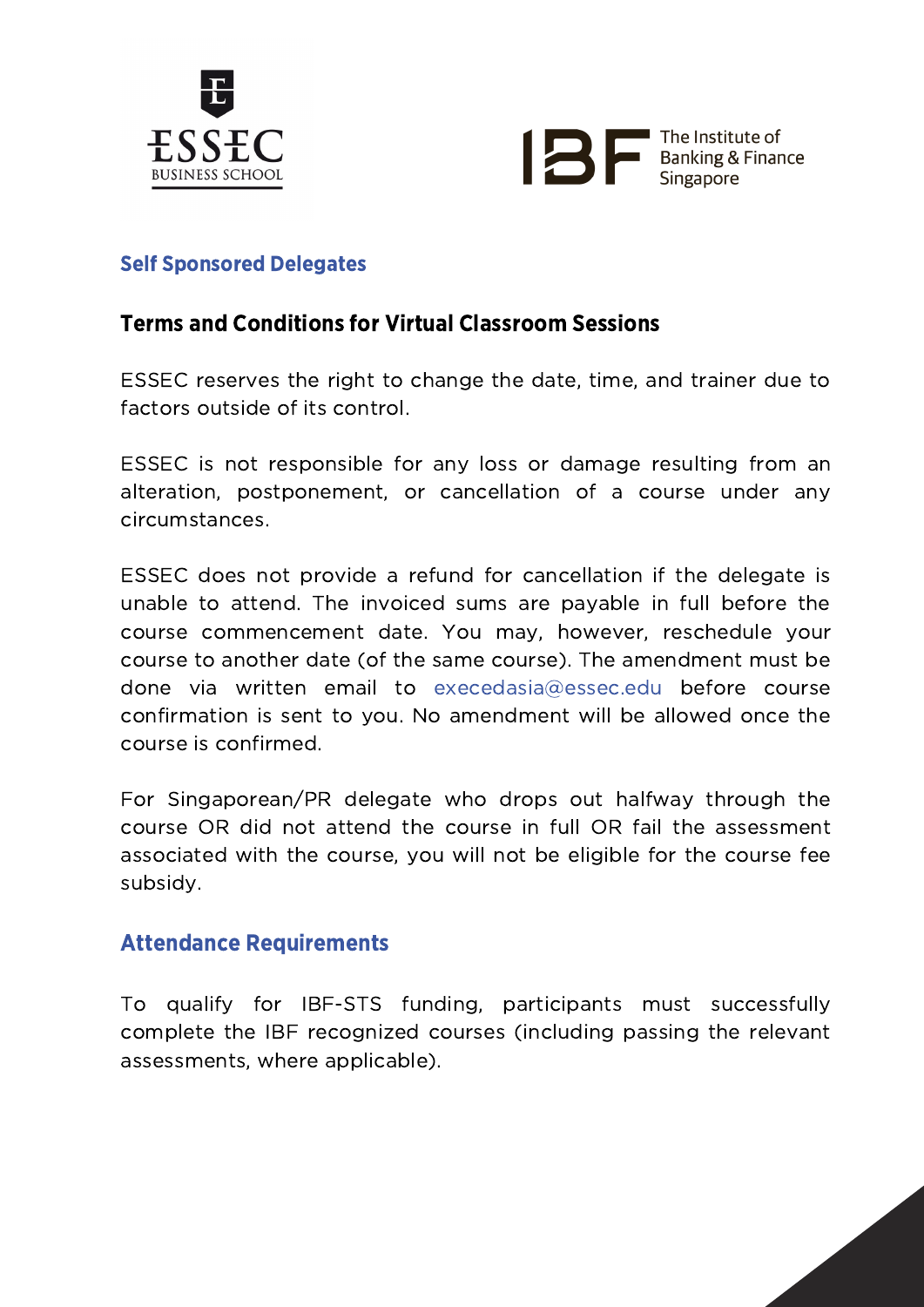## Self Sponsored Delegates

### Terms and Conditions for Virtual Classroom Sessions

ESSEC reserves the right to change the date, time, and trainer due to factors outside of its control.

ESSEC is not responsible for any loss or damage resulting from an alteration, postponement, or cancellation of a course under any circumstances.

ESSEC does not provide a refund for cancellation if the delegate is unable to attend. The invoiced sums are payable in full before the course commencement date. You may, however, reschedule your course to another date (of the same course). The amendment must be done via written email to execedasia@essec.edu before course confirmation is sent to you. No amendment will be allowed once the course is confirmed.

For Singaporean/PR delegate who drops out halfway through the course OR did not attend the course in full OR fail the assessment associated with the course, you will not be eligible for the course fee subsidy.

## Attendance Requirements

To qualify for IBF-STS funding, participants must successfully complete the IBF recognized courses (including passing the relevant assessments, where applicable).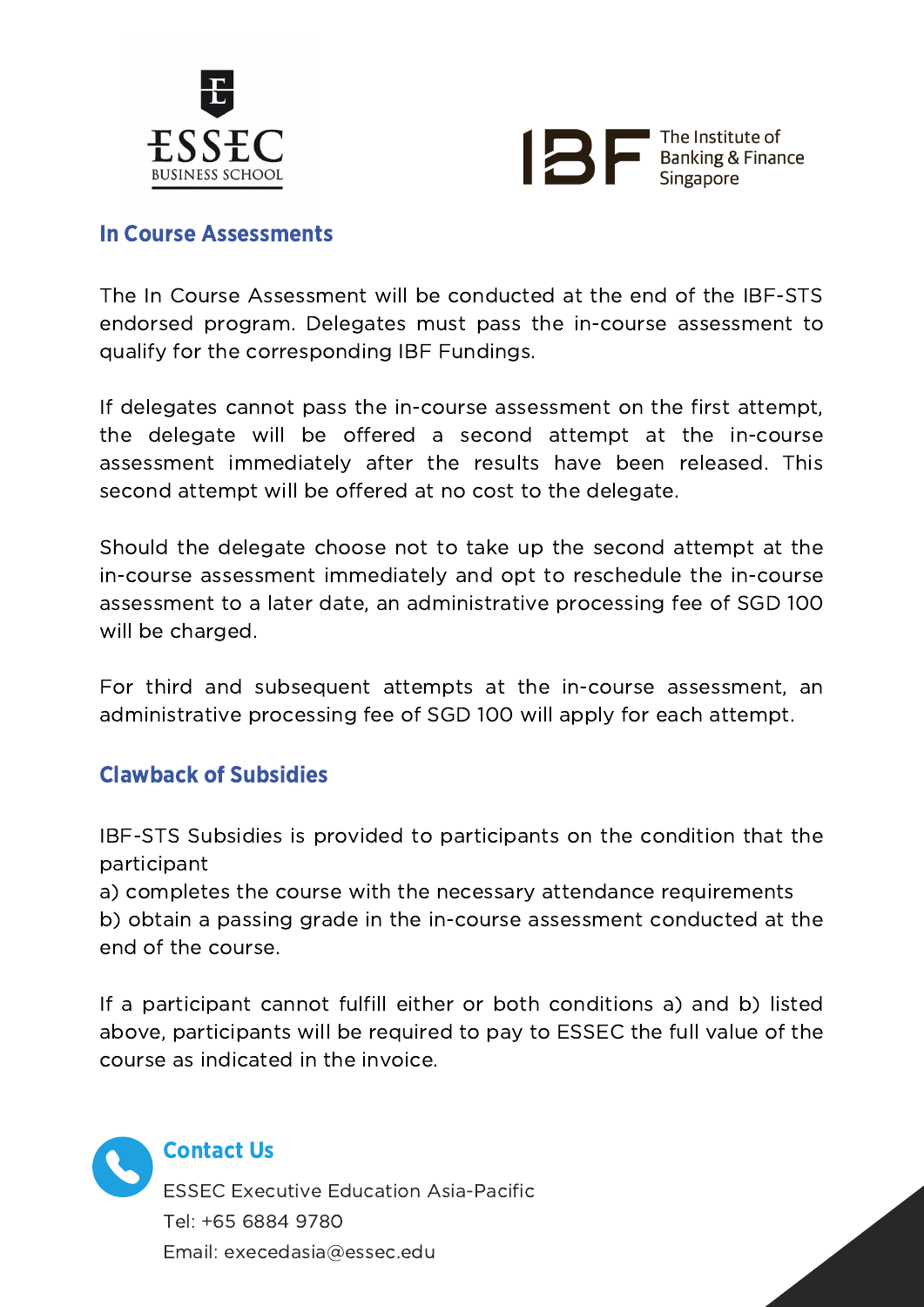## In Course Assessments

The In Course Assessment will be conducted at the end of the IBF-STS endorsed program. Delegates must pass the in-course assessment to qualify for the corresponding IBF Fundings.

If delegates cannot pass the in-course assessment on the first attempt, the delegate will be offered a second attempt at the in-course assessment immediately after the results have been released. This second attempt will be offered at no cost to the delegate.

Should the delegate choose not to take up the second attempt at the in-course assessment immediately and opt to reschedule the in-course assessment to a later date, an administrative processing fee of SGD 100 will be charged.

For third and subsequent attempts at the in-course assessment, an administrative processing fee of SGD 100 will apply for each attempt.

## Clawback of Subsidies

IBF-STS Subsidies is provided to participants on the condition that the participant
a) completes the course with the necessary attendance requirements
b) obtain a passing grade in the in-course assessment conducted at the end of the course.

If a participant cannot fulfill either or both conditions a) and b) listed above, participants will be required to pay to ESSEC the full value of the course as indicated in the invoice.

## Contact Us

ESSEC Executive Education Asia-Pacific
Tel: +65 6884 9780
Email: execedasia@essec.edu